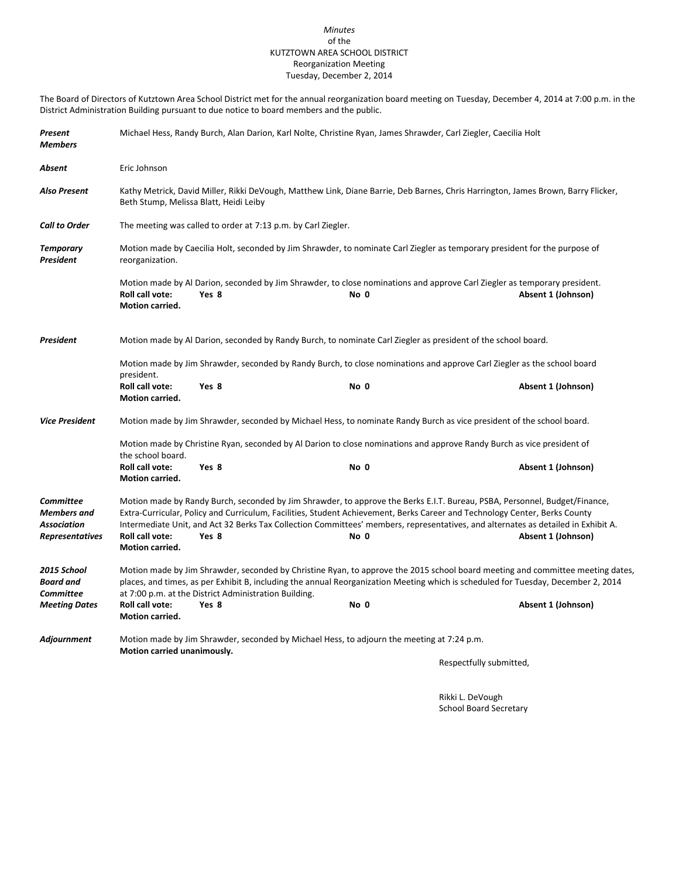*Minutes*
of the
KUTZTOWN AREA SCHOOL DISTRICT
Reorganization Meeting
Tuesday, December 2, 2014

The Board of Directors of Kutztown Area School District met for the annual reorganization board meeting on Tuesday, December 4, 2014 at 7:00 p.m. in the District Administration Building pursuant to due notice to board members and the public.

***Present Members*** Michael Hess, Randy Burch, Alan Darion, Karl Nolte, Christine Ryan, James Shrawder, Carl Ziegler, Caecilia Holt

***Absent*** Eric Johnson

***Also Present*** Kathy Metrick, David Miller, Rikki DeVough, Matthew Link, Diane Barrie, Deb Barnes, Chris Harrington, James Brown, Barry Flicker, Beth Stump, Melissa Blatt, Heidi Leiby

***Call to Order*** The meeting was called to order at 7:13 p.m. by Carl Ziegler.

***Temporary President*** Motion made by Caecilia Holt, seconded by Jim Shrawder, to nominate Carl Ziegler as temporary president for the purpose of reorganization.

Motion made by Al Darion, seconded by Jim Shrawder, to close nominations and approve Carl Ziegler as temporary president.
**Roll call vote: Yes 8 No 0 Absent 1 (Johnson)**
**Motion carried.**

***President*** Motion made by Al Darion, seconded by Randy Burch, to nominate Carl Ziegler as president of the school board.

Motion made by Jim Shrawder, seconded by Randy Burch, to close nominations and approve Carl Ziegler as the school board president.
**Roll call vote: Yes 8 No 0 Absent 1 (Johnson)**
**Motion carried.**

***Vice President*** Motion made by Jim Shrawder, seconded by Michael Hess, to nominate Randy Burch as vice president of the school board.

Motion made by Christine Ryan, seconded by Al Darion to close nominations and approve Randy Burch as vice president of the school board.
**Roll call vote: Yes 8 No 0 Absent 1 (Johnson)**
**Motion carried.**

***Committee Members and Association Representatives*** Motion made by Randy Burch, seconded by Jim Shrawder, to approve the Berks E.I.T. Bureau, PSBA, Personnel, Budget/Finance, Extra-Curricular, Policy and Curriculum, Facilities, Student Achievement, Berks Career and Technology Center, Berks County Intermediate Unit, and Act 32 Berks Tax Collection Committees' members, representatives, and alternates as detailed in Exhibit A.
**Roll call vote: Yes 8 No 0 Absent 1 (Johnson)**
**Motion carried.**

***2015 School Board and Committee Meeting Dates*** Motion made by Jim Shrawder, seconded by Christine Ryan, to approve the 2015 school board meeting and committee meeting dates, places, and times, as per Exhibit B, including the annual Reorganization Meeting which is scheduled for Tuesday, December 2, 2014 at 7:00 p.m. at the District Administration Building.
**Roll call vote: Yes 8 No 0 Absent 1 (Johnson)**
**Motion carried.**

***Adjournment*** Motion made by Jim Shrawder, seconded by Michael Hess, to adjourn the meeting at 7:24 p.m.
**Motion carried unanimously.**

Respectfully submitted,

Rikki L. DeVough
School Board Secretary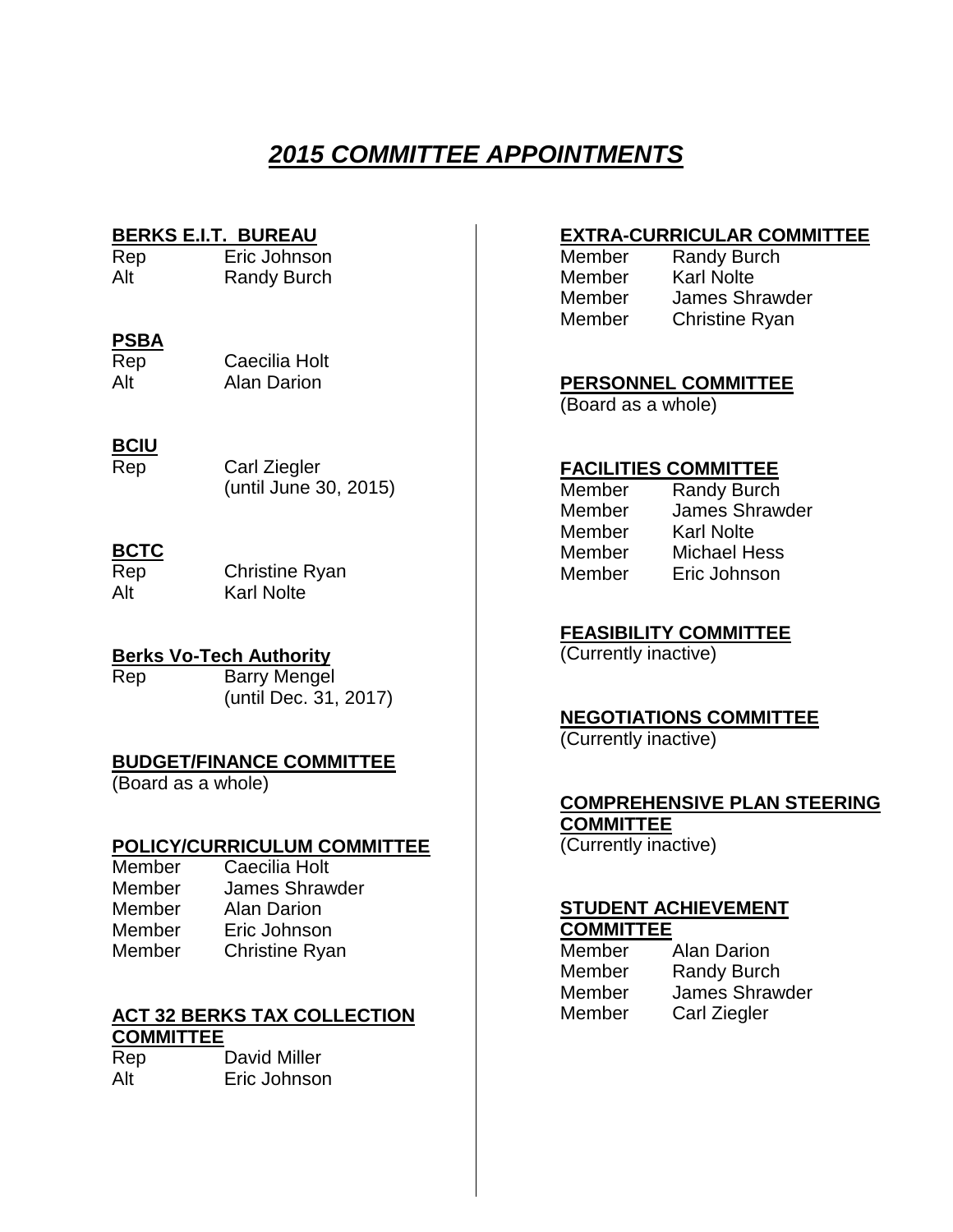# *2015 COMMITTEE APPOINTMENTS*

**BERKS E.I.T. BUREAU**

| | |
|---|---|
| Rep | Eric Johnson |
| Alt | Randy Burch |

**PSBA**

| | |
|---|---|
| Rep | Caecilia Holt |
| Alt | Alan Darion |

**BCIU**

| | |
|---|---|
| Rep | Carl Ziegler (until June 30, 2015) |

**BCTC**

| | |
|---|---|
| Rep | Christine Ryan |
| Alt | Karl Nolte |

**Berks Vo-Tech Authority**

| | |
|---|---|
| Rep | Barry Mengel (until Dec. 31, 2017) |

**BUDGET/FINANCE COMMITTEE**

(Board as a whole)

**POLICY/CURRICULUM COMMITTEE**

| | |
|---|---|
| Member | Caecilia Holt |
| Member | James Shrawder |
| Member | Alan Darion |
| Member | Eric Johnson |
| Member | Christine Ryan |

**ACT 32 BERKS TAX COLLECTION COMMITTEE**

| | |
|---|---|
| Rep | David Miller |
| Alt | Eric Johnson |

**EXTRA-CURRICULAR COMMITTEE**

| | |
|---|---|
| Member | Randy Burch |
| Member | Karl Nolte |
| Member | James Shrawder |
| Member | Christine Ryan |

**PERSONNEL COMMITTEE**

(Board as a whole)

**FACILITIES COMMITTEE**

| | |
|---|---|
| Member | Randy Burch |
| Member | James Shrawder |
| Member | Karl Nolte |
| Member | Michael Hess |
| Member | Eric Johnson |

**FEASIBILITY COMMITTEE**

(Currently inactive)

**NEGOTIATIONS COMMITTEE**

(Currently inactive)

**COMPREHENSIVE PLAN STEERING COMMITTEE**

(Currently inactive)

**STUDENT ACHIEVEMENT COMMITTEE**

| | |
|---|---|
| Member | Alan Darion |
| Member | Randy Burch |
| Member | James Shrawder |
| Member | Carl Ziegler |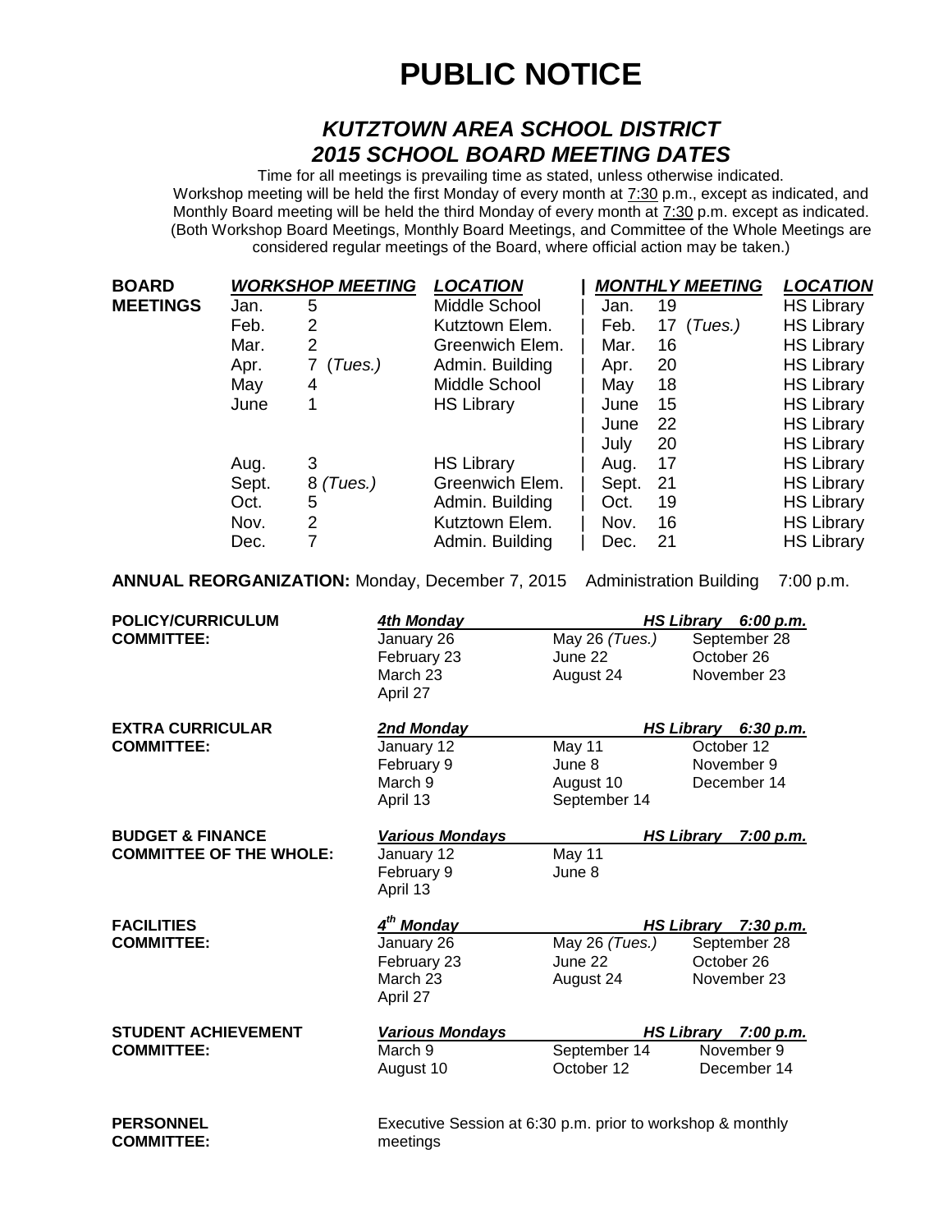# PUBLIC NOTICE

## *KUTZTOWN AREA SCHOOL DISTRICT*
## *2015 SCHOOL BOARD MEETING DATES*

Time for all meetings is prevailing time as stated, unless otherwise indicated. Workshop meeting will be held the first Monday of every month at 7:30 p.m., except as indicated, and Monthly Board meeting will be held the third Monday of every month at 7:30 p.m. except as indicated. (Both Workshop Board Meetings, Monthly Board Meetings, and Committee of the Whole Meetings are considered regular meetings of the Board, where official action may be taken.)

| **BOARD MEETINGS** | ***WORKSHOP MEETING*** | | ***LOCATION*** | ***MONTHLY MEETING*** | | ***LOCATION*** |
|---|---|---|---|---|---|---|
| | Jan. | 5 | Middle School | Jan. | 19 | HS Library |
| | Feb. | 2 | Kutztown Elem. | Feb. | 17 (*Tues.*) | HS Library |
| | Mar. | 2 | Greenwich Elem. | Mar. | 16 | HS Library |
| | Apr. | 7 (*Tues.*) | Admin. Building | Apr. | 20 | HS Library |
| | May | 4 | Middle School | May | 18 | HS Library |
| | June | 1 | HS Library | June | 15 | HS Library |
| | | | | June | 22 | HS Library |
| | | | | July | 20 | HS Library |
| | Aug. | 3 | HS Library | Aug. | 17 | HS Library |
| | Sept. | 8 (*Tues.*) | Greenwich Elem. | Sept. | 21 | HS Library |
| | Oct. | 5 | Admin. Building | Oct. | 19 | HS Library |
| | Nov. | 2 | Kutztown Elem. | Nov. | 16 | HS Library |
| | Dec. | 7 | Admin. Building | Dec. | 21 | HS Library |

**ANNUAL REORGANIZATION:** Monday, December 7, 2015 Administration Building 7:00 p.m.

| | | | |
|---|---|---|---|
| **POLICY/CURRICULUM COMMITTEE:** | ***4th Monday*** | | ***HS Library 6:00 p.m.*** |
| | January 26 | May 26 (*Tues.*) | September 28 |
| | February 23 | June 22 | October 26 |
| | March 23 | August 24 | November 23 |
| | April 27 | | |
| **EXTRA CURRICULAR COMMITTEE:** | ***2nd Monday*** | | ***HS Library 6:30 p.m.*** |
| | January 12 | May 11 | October 12 |
| | February 9 | June 8 | November 9 |
| | March 9 | August 10 | December 14 |
| | April 13 | September 14 | |
| **BUDGET & FINANCE COMMITTEE OF THE WHOLE:** | ***Various Mondays*** | | ***HS Library 7:00 p.m.*** |
| | January 12 | May 11 | |
| | February 9 | June 8 | |
| | April 13 | | |
| **FACILITIES COMMITTEE:** | ***4th Monday*** | | ***HS Library 7:30 p.m.*** |
| | January 26 | May 26 (*Tues.*) | September 28 |
| | February 23 | June 22 | October 26 |
| | March 23 | August 24 | November 23 |
| | April 27 | | |
| **STUDENT ACHIEVEMENT COMMITTEE:** | ***Various Mondays*** | | ***HS Library 7:00 p.m.*** |
| | March 9 | September 14 | November 9 |
| | August 10 | October 12 | December 14 |

**PERSONNEL COMMITTEE:** Executive Session at 6:30 p.m. prior to workshop & monthly meetings